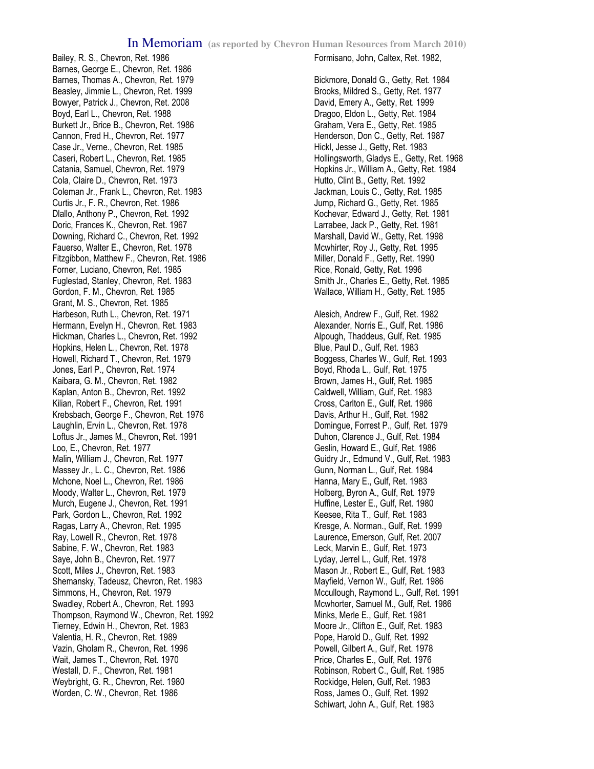# In Memoriam (as reported by Chevron Human Resources from March 2010)

Bailey, R. S., Chevron, Ret. 1986
Barnes, George E., Chevron, Ret. 1986
Barnes, Thomas A., Chevron, Ret. 1979
Beasley, Jimmie L., Chevron, Ret. 1999
Bowyer, Patrick J., Chevron, Ret. 2008
Boyd, Earl L., Chevron, Ret. 1988
Burkett Jr., Brice B., Chevron, Ret. 1986
Cannon, Fred H., Chevron, Ret. 1977
Case Jr., Verne., Chevron, Ret. 1985
Caseri, Robert L., Chevron, Ret. 1985
Catania, Samuel, Chevron, Ret. 1979
Cola, Claire D., Chevron, Ret. 1973
Coleman Jr., Frank L., Chevron, Ret. 1983
Curtis Jr., F. R., Chevron, Ret. 1986
Dlallo, Anthony P., Chevron, Ret. 1992
Doric, Frances K., Chevron, Ret. 1967
Downing, Richard C., Chevron, Ret. 1992
Fauerso, Walter E., Chevron, Ret. 1978
Fitzgibbon, Matthew F., Chevron, Ret. 1986
Forner, Luciano, Chevron, Ret. 1985
Fuglestad, Stanley, Chevron, Ret. 1983
Gordon, F. M., Chevron, Ret. 1985
Grant, M. S., Chevron, Ret. 1985
Harbeson, Ruth L., Chevron, Ret. 1971
Hermann, Evelyn H., Chevron, Ret. 1983
Hickman, Charles L., Chevron, Ret. 1992
Hopkins, Helen L., Chevron, Ret. 1978
Howell, Richard T., Chevron, Ret. 1979
Jones, Earl P., Chevron, Ret. 1974
Kaibara, G. M., Chevron, Ret. 1982
Kaplan, Anton B., Chevron, Ret. 1992
Kilian, Robert F., Chevron, Ret. 1991
Krebsbach, George F., Chevron, Ret. 1976
Laughlin, Ervin L., Chevron, Ret. 1978
Loftus Jr., James M., Chevron, Ret. 1991
Loo, E., Chevron, Ret. 1977
Malin, William J., Chevron, Ret. 1977
Massey Jr., L. C., Chevron, Ret. 1986
Mchone, Noel L., Chevron, Ret. 1986
Moody, Walter L., Chevron, Ret. 1979
Murch, Eugene J., Chevron, Ret. 1991
Park, Gordon L., Chevron, Ret. 1992
Ragas, Larry A., Chevron, Ret. 1995
Ray, Lowell R., Chevron, Ret. 1978
Sabine, F. W., Chevron, Ret. 1983
Saye, John B., Chevron, Ret. 1977
Scott, Miles J., Chevron, Ret. 1983
Shemansky, Tadeusz, Chevron, Ret. 1983
Simmons, H., Chevron, Ret. 1979
Swadley, Robert A., Chevron, Ret. 1993
Thompson, Raymond W., Chevron, Ret. 1992
Tierney, Edwin H., Chevron, Ret. 1983
Valentia, H. R., Chevron, Ret. 1989
Vazin, Gholam R., Chevron, Ret. 1996
Wait, James T., Chevron, Ret. 1970
Westall, D. F., Chevron, Ret. 1981
Weybright, G. R., Chevron, Ret. 1980
Worden, C. W., Chevron, Ret. 1986

Formisano, John, Caltex, Ret. 1982,

Bickmore, Donald G., Getty, Ret. 1984
Brooks, Mildred S., Getty, Ret. 1977
David, Emery A., Getty, Ret. 1999
Dragoo, Eldon L., Getty, Ret. 1984
Graham, Vera E., Getty, Ret. 1985
Henderson, Don C., Getty, Ret. 1987
Hickl, Jesse J., Getty, Ret. 1983
Hollingsworth, Gladys E., Getty, Ret. 1968
Hopkins Jr., William A., Getty, Ret. 1984
Hutto, Clint B., Getty, Ret. 1992
Jackman, Louis C., Getty, Ret. 1985
Jump, Richard G., Getty, Ret. 1985
Kochevar, Edward J., Getty, Ret. 1981
Larrabee, Jack P., Getty, Ret. 1981
Marshall, David W., Getty, Ret. 1998
Mcwhirter, Roy J., Getty, Ret. 1995
Miller, Donald F., Getty, Ret. 1990
Rice, Ronald, Getty, Ret. 1996
Smith Jr., Charles E., Getty, Ret. 1985
Wallace, William H., Getty, Ret. 1985

Alesich, Andrew F., Gulf, Ret. 1982
Alexander, Norris E., Gulf, Ret. 1986
Alpough, Thaddeus, Gulf, Ret. 1985
Blue, Paul D., Gulf, Ret. 1983
Boggess, Charles W., Gulf, Ret. 1993
Boyd, Rhoda L., Gulf, Ret. 1975
Brown, James H., Gulf, Ret. 1985
Caldwell, William, Gulf, Ret. 1983
Cross, Carlton E., Gulf, Ret. 1986
Davis, Arthur H., Gulf, Ret. 1982
Domingue, Forrest P., Gulf, Ret. 1979
Duhon, Clarence J., Gulf, Ret. 1984
Geslin, Howard E., Gulf, Ret. 1986
Guidry Jr., Edmund V., Gulf, Ret. 1983
Gunn, Norman L., Gulf, Ret. 1984
Hanna, Mary E., Gulf, Ret. 1983
Holberg, Byron A., Gulf, Ret. 1979
Huffine, Lester E., Gulf, Ret. 1980
Keesee, Rita T., Gulf, Ret. 1983
Kresge, A. Norman., Gulf, Ret. 1999
Laurence, Emerson, Gulf, Ret. 2007
Leck, Marvin E., Gulf, Ret. 1973
Lyday, Jerrel L., Gulf, Ret. 1978
Mason Jr., Robert E., Gulf, Ret. 1983
Mayfield, Vernon W., Gulf, Ret. 1986
Mccullough, Raymond L., Gulf, Ret. 1991
Mcwhorter, Samuel M., Gulf, Ret. 1986
Minks, Merle E., Gulf, Ret. 1981
Moore Jr., Clifton E., Gulf, Ret. 1983
Pope, Harold D., Gulf, Ret. 1992
Powell, Gilbert A., Gulf, Ret. 1978
Price, Charles E., Gulf, Ret. 1976
Robinson, Robert C., Gulf, Ret. 1985
Rockidge, Helen, Gulf, Ret. 1983
Ross, James O., Gulf, Ret. 1992
Schiwart, John A., Gulf, Ret. 1983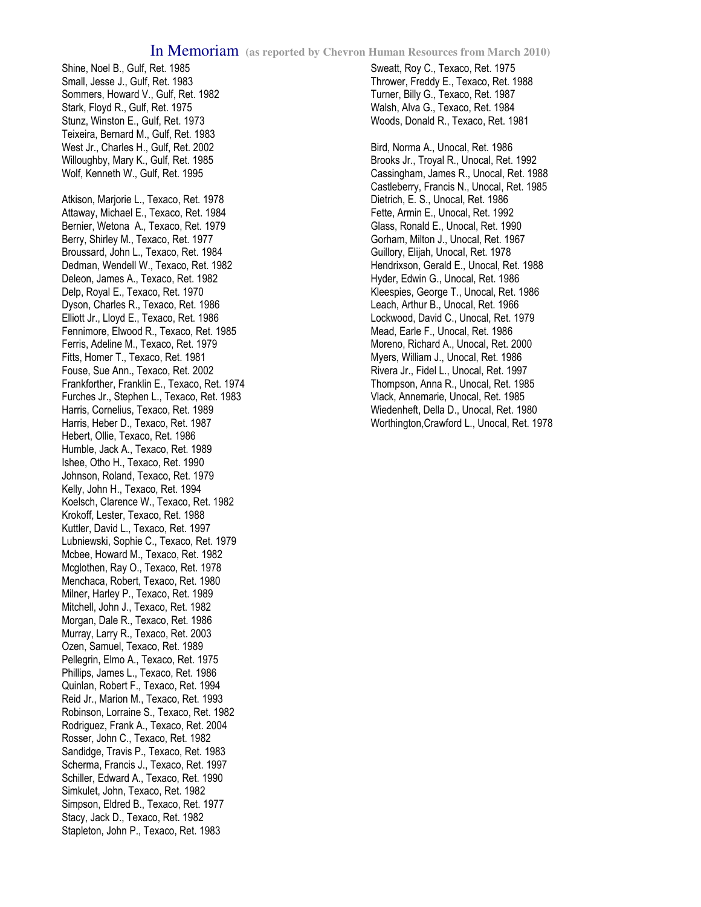# In Memoriam (as reported by Chevron Human Resources from March 2010)

Shine, Noel B., Gulf, Ret. 1985
Small, Jesse J., Gulf, Ret. 1983
Sommers, Howard V., Gulf, Ret. 1982
Stark, Floyd R., Gulf, Ret. 1975
Stunz, Winston E., Gulf, Ret. 1973
Teixeira, Bernard M., Gulf, Ret. 1983
West Jr., Charles H., Gulf, Ret. 2002
Willoughby, Mary K., Gulf, Ret. 1985
Wolf, Kenneth W., Gulf, Ret. 1995

Atkison, Marjorie L., Texaco, Ret. 1978
Attaway, Michael E., Texaco, Ret. 1984
Bernier, Wetona A., Texaco, Ret. 1979
Berry, Shirley M., Texaco, Ret. 1977
Broussard, John L., Texaco, Ret. 1984
Dedman, Wendell W., Texaco, Ret. 1982
Deleon, James A., Texaco, Ret. 1982
Delp, Royal E., Texaco, Ret. 1970
Dyson, Charles R., Texaco, Ret. 1986
Elliott Jr., Lloyd E., Texaco, Ret. 1986
Fennimore, Elwood R., Texaco, Ret. 1985
Ferris, Adeline M., Texaco, Ret. 1979
Fitts, Homer T., Texaco, Ret. 1981
Fouse, Sue Ann., Texaco, Ret. 2002
Frankforther, Franklin E., Texaco, Ret. 1974
Furches Jr., Stephen L., Texaco, Ret. 1983
Harris, Cornelius, Texaco, Ret. 1989
Harris, Heber D., Texaco, Ret. 1987
Hebert, Ollie, Texaco, Ret. 1986
Humble, Jack A., Texaco, Ret. 1989
Ishee, Otho H., Texaco, Ret. 1990
Johnson, Roland, Texaco, Ret. 1979
Kelly, John H., Texaco, Ret. 1994
Koelsch, Clarence W., Texaco, Ret. 1982
Krokoff, Lester, Texaco, Ret. 1988
Kuttler, David L., Texaco, Ret. 1997
Lubniewski, Sophie C., Texaco, Ret. 1979
Mcbee, Howard M., Texaco, Ret. 1982
Mcglothen, Ray O., Texaco, Ret. 1978
Menchaca, Robert, Texaco, Ret. 1980
Milner, Harley P., Texaco, Ret. 1989
Mitchell, John J., Texaco, Ret. 1982
Morgan, Dale R., Texaco, Ret. 1986
Murray, Larry R., Texaco, Ret. 2003
Ozen, Samuel, Texaco, Ret. 1989
Pellegrin, Elmo A., Texaco, Ret. 1975
Phillips, James L., Texaco, Ret. 1986
Quinlan, Robert F., Texaco, Ret. 1994
Reid Jr., Marion M., Texaco, Ret. 1993
Robinson, Lorraine S., Texaco, Ret. 1982
Rodriguez, Frank A., Texaco, Ret. 2004
Rosser, John C., Texaco, Ret. 1982
Sandidge, Travis P., Texaco, Ret. 1983
Scherma, Francis J., Texaco, Ret. 1997
Schiller, Edward A., Texaco, Ret. 1990
Simkulet, John, Texaco, Ret. 1982
Simpson, Eldred B., Texaco, Ret. 1977
Stacy, Jack D., Texaco, Ret. 1982
Stapleton, John P., Texaco, Ret. 1983
Sweatt, Roy C., Texaco, Ret. 1975
Thrower, Freddy E., Texaco, Ret. 1988
Turner, Billy G., Texaco, Ret. 1987
Walsh, Alva G., Texaco, Ret. 1984
Woods, Donald R., Texaco, Ret. 1981

Bird, Norma A., Unocal, Ret. 1986
Brooks Jr., Troyal R., Unocal, Ret. 1992
Cassingham, James R., Unocal, Ret. 1988
Castleberry, Francis N., Unocal, Ret. 1985
Dietrich, E. S., Unocal, Ret. 1986
Fette, Armin E., Unocal, Ret. 1992
Glass, Ronald E., Unocal, Ret. 1990
Gorham, Milton J., Unocal, Ret. 1967
Guillory, Elijah, Unocal, Ret. 1978
Hendrixson, Gerald E., Unocal, Ret. 1988
Hyder, Edwin G., Unocal, Ret. 1986
Kleespies, George T., Unocal, Ret. 1986
Leach, Arthur B., Unocal, Ret. 1966
Lockwood, David C., Unocal, Ret. 1979
Mead, Earle F., Unocal, Ret. 1986
Moreno, Richard A., Unocal, Ret. 2000
Myers, William J., Unocal, Ret. 1986
Rivera Jr., Fidel L., Unocal, Ret. 1997
Thompson, Anna R., Unocal, Ret. 1985
Vlack, Annemarie, Unocal, Ret. 1985
Wiedenheft, Della D., Unocal, Ret. 1980
Worthington,Crawford L., Unocal, Ret. 1978